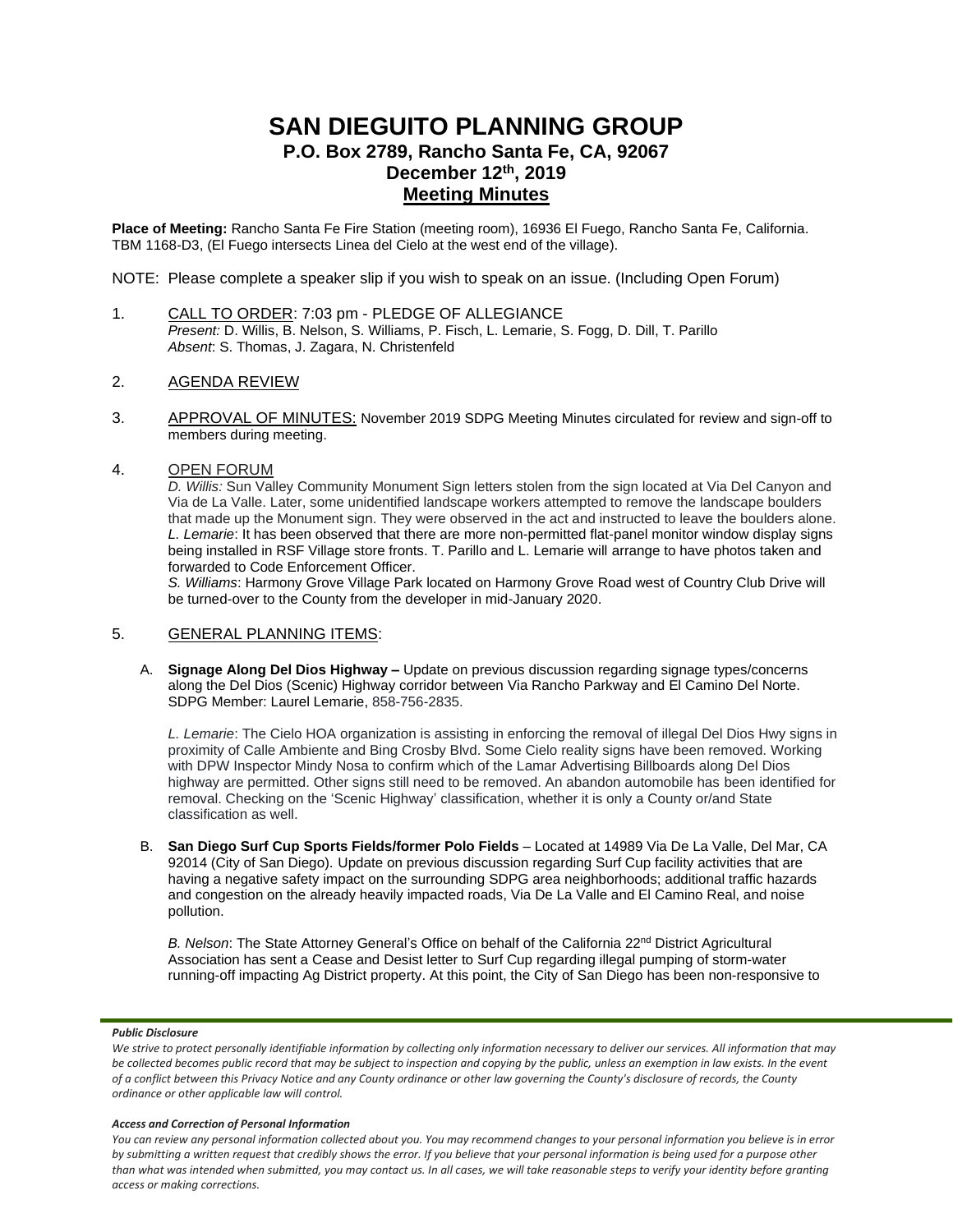# SAN DIEGUITO PLANNING GROUP

## P.O. Box 2789, Rancho Santa Fe, CA, 92067

## December 12th, 2019

## Meeting Minutes

**Place of Meeting:** Rancho Santa Fe Fire Station (meeting room), 16936 El Fuego, Rancho Santa Fe, California. TBM 1168-D3, (El Fuego intersects Linea del Cielo at the west end of the village).

NOTE: Please complete a speaker slip if you wish to speak on an issue. (Including Open Forum)

1. CALL TO ORDER: 7:03 pm - PLEDGE OF ALLEGIANCE
   *Present:* D. Willis, B. Nelson, S. Williams, P. Fisch, L. Lemarie, S. Fogg, D. Dill, T. Parillo
   *Absent*: S. Thomas, J. Zagara, N. Christenfeld

2. AGENDA REVIEW

3. APPROVAL OF MINUTES: November 2019 SDPG Meeting Minutes circulated for review and sign-off to members during meeting.

4. OPEN FORUM
   *D. Willis:* Sun Valley Community Monument Sign letters stolen from the sign located at Via Del Canyon and Via de La Valle. Later, some unidentified landscape workers attempted to remove the landscape boulders that made up the Monument sign. They were observed in the act and instructed to leave the boulders alone.
   *L. Lemarie*: It has been observed that there are more non-permitted flat-panel monitor window display signs being installed in RSF Village store fronts. T. Parillo and L. Lemarie will arrange to have photos taken and forwarded to Code Enforcement Officer.
   *S. Williams*: Harmony Grove Village Park located on Harmony Grove Road west of Country Club Drive will be turned-over to the County from the developer in mid-January 2020.

5. GENERAL PLANNING ITEMS:

   A. **Signage Along Del Dios Highway –** Update on previous discussion regarding signage types/concerns along the Del Dios (Scenic) Highway corridor between Via Rancho Parkway and El Camino Del Norte. SDPG Member: Laurel Lemarie, 858-756-2835.

   *L. Lemarie*: The Cielo HOA organization is assisting in enforcing the removal of illegal Del Dios Hwy signs in proximity of Calle Ambiente and Bing Crosby Blvd. Some Cielo reality signs have been removed. Working with DPW Inspector Mindy Nosa to confirm which of the Lamar Advertising Billboards along Del Dios highway are permitted. Other signs still need to be removed. An abandon automobile has been identified for removal. Checking on the 'Scenic Highway' classification, whether it is only a County or/and State classification as well.

   B. **San Diego Surf Cup Sports Fields/former Polo Fields** – Located at 14989 Via De La Valle, Del Mar, CA 92014 (City of San Diego). Update on previous discussion regarding Surf Cup facility activities that are having a negative safety impact on the surrounding SDPG area neighborhoods; additional traffic hazards and congestion on the already heavily impacted roads, Via De La Valle and El Camino Real, and noise pollution.

   *B. Nelson*: The State Attorney General's Office on behalf of the California 22nd District Agricultural Association has sent a Cease and Desist letter to Surf Cup regarding illegal pumping of storm-water running-off impacting Ag District property. At this point, the City of San Diego has been non-responsive to

***Public Disclosure***

*We strive to protect personally identifiable information by collecting only information necessary to deliver our services. All information that may be collected becomes public record that may be subject to inspection and copying by the public, unless an exemption in law exists. In the event of a conflict between this Privacy Notice and any County ordinance or other law governing the County's disclosure of records, the County ordinance or other applicable law will control.*

***Access and Correction of Personal Information***

*You can review any personal information collected about you. You may recommend changes to your personal information you believe is in error by submitting a written request that credibly shows the error. If you believe that your personal information is being used for a purpose other than what was intended when submitted, you may contact us. In all cases, we will take reasonable steps to verify your identity before granting access or making corrections.*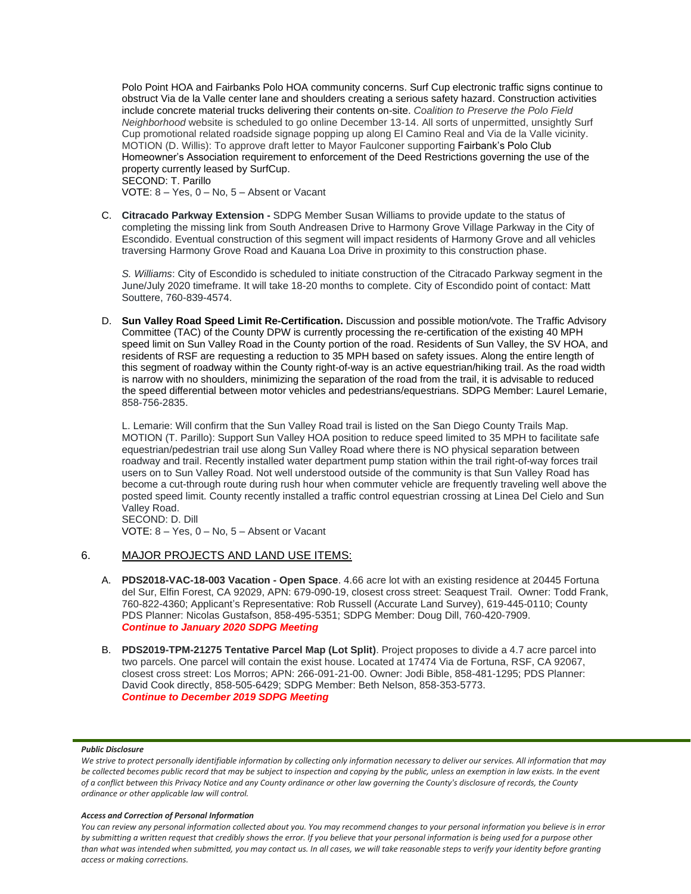Polo Point HOA and Fairbanks Polo HOA community concerns. Surf Cup electronic traffic signs continue to obstruct Via de la Valle center lane and shoulders creating a serious safety hazard. Construction activities include concrete material trucks delivering their contents on-site. *Coalition to Preserve the Polo Field Neighborhood* website is scheduled to go online December 13-14. All sorts of unpermitted, unsightly Surf Cup promotional related roadside signage popping up along El Camino Real and Via de la Valle vicinity.
MOTION (D. Willis): To approve draft letter to Mayor Faulconer supporting Fairbank's Polo Club Homeowner's Association requirement to enforcement of the Deed Restrictions governing the use of the property currently leased by SurfCup.
SECOND: T. Parillo
VOTE: 8 – Yes, 0 – No, 5 – Absent or Vacant

C. **Citracado Parkway Extension -** SDPG Member Susan Williams to provide update to the status of completing the missing link from South Andreasen Drive to Harmony Grove Village Parkway in the City of Escondido. Eventual construction of this segment will impact residents of Harmony Grove and all vehicles traversing Harmony Grove Road and Kauana Loa Drive in proximity to this construction phase.

*S. Williams*: City of Escondido is scheduled to initiate construction of the Citracado Parkway segment in the June/July 2020 timeframe. It will take 18-20 months to complete. City of Escondido point of contact: Matt Souttere, 760-839-4574.

D. **Sun Valley Road Speed Limit Re-Certification.** Discussion and possible motion/vote. The Traffic Advisory Committee (TAC) of the County DPW is currently processing the re-certification of the existing 40 MPH speed limit on Sun Valley Road in the County portion of the road. Residents of Sun Valley, the SV HOA, and residents of RSF are requesting a reduction to 35 MPH based on safety issues. Along the entire length of this segment of roadway within the County right-of-way is an active equestrian/hiking trail. As the road width is narrow with no shoulders, minimizing the separation of the road from the trail, it is advisable to reduced the speed differential between motor vehicles and pedestrians/equestrians. SDPG Member: Laurel Lemarie, 858-756-2835.

L. Lemarie: Will confirm that the Sun Valley Road trail is listed on the San Diego County Trails Map.
MOTION (T. Parillo): Support Sun Valley HOA position to reduce speed limited to 35 MPH to facilitate safe equestrian/pedestrian trail use along Sun Valley Road where there is NO physical separation between roadway and trail. Recently installed water department pump station within the trail right-of-way forces trail users on to Sun Valley Road. Not well understood outside of the community is that Sun Valley Road has become a cut-through route during rush hour when commuter vehicle are frequently traveling well above the posted speed limit. County recently installed a traffic control equestrian crossing at Linea Del Cielo and Sun Valley Road.
SECOND: D. Dill
VOTE: 8 – Yes, 0 – No, 5 – Absent or Vacant

## 6. MAJOR PROJECTS AND LAND USE ITEMS:

A. **PDS2018-VAC-18-003 Vacation - Open Space**. 4.66 acre lot with an existing residence at 20445 Fortuna del Sur, Elfin Forest, CA 92029, APN: 679-090-19, closest cross street: Seaquest Trail. Owner: Todd Frank, 760-822-4360; Applicant's Representative: Rob Russell (Accurate Land Survey), 619-445-0110; County PDS Planner: Nicolas Gustafson, 858-495-5351; SDPG Member: Doug Dill, 760-420-7909.
***Continue to January 2020 SDPG Meeting***

B. **PDS2019-TPM-21275 Tentative Parcel Map (Lot Split)**. Project proposes to divide a 4.7 acre parcel into two parcels. One parcel will contain the exist house. Located at 17474 Via de Fortuna, RSF, CA 92067, closest cross street: Los Morros; APN: 266-091-21-00. Owner: Jodi Bible, 858-481-1295; PDS Planner: David Cook directly, 858-505-6429; SDPG Member: Beth Nelson, 858-353-5773.
***Continue to December 2019 SDPG Meeting***

***Public Disclosure***

*We strive to protect personally identifiable information by collecting only information necessary to deliver our services. All information that may be collected becomes public record that may be subject to inspection and copying by the public, unless an exemption in law exists. In the event of a conflict between this Privacy Notice and any County ordinance or other law governing the County's disclosure of records, the County ordinance or other applicable law will control.*

***Access and Correction of Personal Information***

*You can review any personal information collected about you. You may recommend changes to your personal information you believe is in error by submitting a written request that credibly shows the error. If you believe that your personal information is being used for a purpose other than what was intended when submitted, you may contact us. In all cases, we will take reasonable steps to verify your identity before granting access or making corrections.*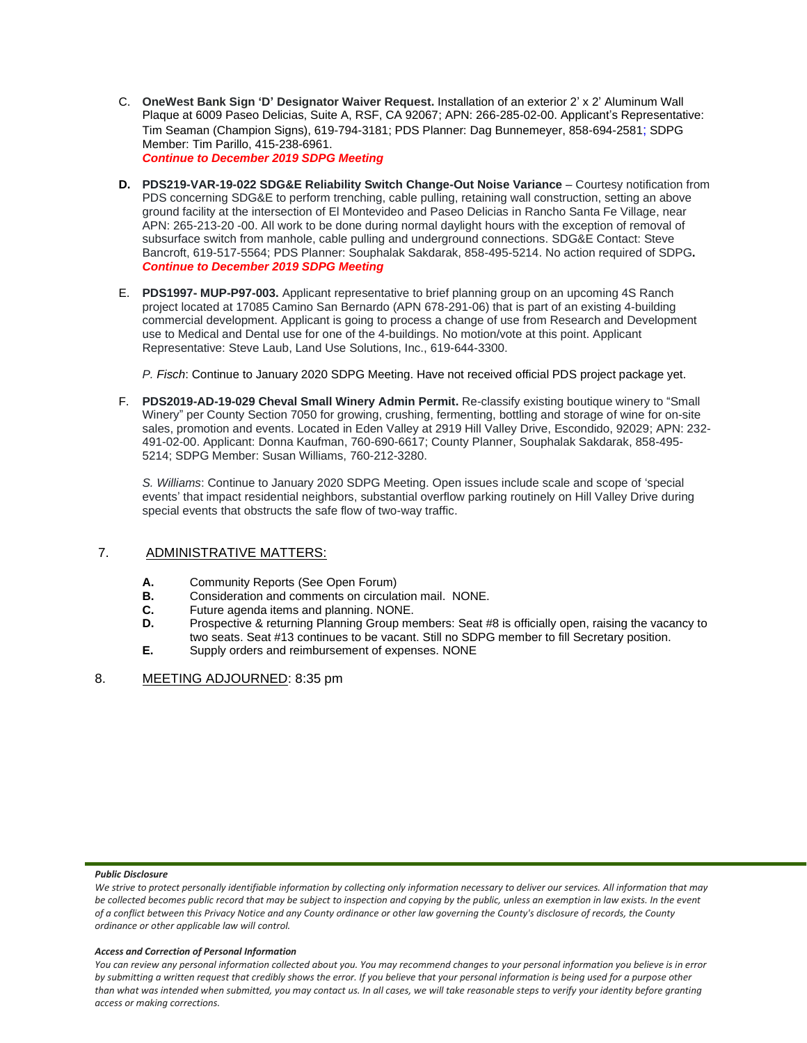C. **OneWest Bank Sign 'D' Designator Waiver Request.** Installation of an exterior 2' x 2' Aluminum Wall Plaque at 6009 Paseo Delicias, Suite A, RSF, CA 92067; APN: 266-285-02-00. Applicant's Representative: Tim Seaman (Champion Signs), 619-794-3181; PDS Planner: Dag Bunnemeyer, 858-694-2581; SDPG Member: Tim Parillo, 415-238-6961.
***Continue to December 2019 SDPG Meeting***

**D. PDS219-VAR-19-022 SDG&E Reliability Switch Change-Out Noise Variance** – Courtesy notification from PDS concerning SDG&E to perform trenching, cable pulling, retaining wall construction, setting an above ground facility at the intersection of El Montevideo and Paseo Delicias in Rancho Santa Fe Village, near APN: 265-213-20 -00. All work to be done during normal daylight hours with the exception of removal of subsurface switch from manhole, cable pulling and underground connections. SDG&E Contact: Steve Bancroft, 619-517-5564; PDS Planner: Souphalak Sakdarak, 858-495-5214. No action required of SDPG**.**
***Continue to December 2019 SDPG Meeting***

E. **PDS1997- MUP-P97-003.** Applicant representative to brief planning group on an upcoming 4S Ranch project located at 17085 Camino San Bernardo (APN 678-291-06) that is part of an existing 4-building commercial development. Applicant is going to process a change of use from Research and Development use to Medical and Dental use for one of the 4-buildings. No motion/vote at this point. Applicant Representative: Steve Laub, Land Use Solutions, Inc., 619-644-3300.

*P. Fisch*: Continue to January 2020 SDPG Meeting. Have not received official PDS project package yet.

F. **PDS2019-AD-19-029 Cheval Small Winery Admin Permit.** Re-classify existing boutique winery to "Small Winery" per County Section 7050 for growing, crushing, fermenting, bottling and storage of wine for on-site sales, promotion and events. Located in Eden Valley at 2919 Hill Valley Drive, Escondido, 92029; APN: 232-491-02-00. Applicant: Donna Kaufman, 760-690-6617; County Planner, Souphalak Sakdarak, 858-495-5214; SDPG Member: Susan Williams, 760-212-3280.

*S. Williams*: Continue to January 2020 SDPG Meeting. Open issues include scale and scope of 'special events' that impact residential neighbors, substantial overflow parking routinely on Hill Valley Drive during special events that obstructs the safe flow of two-way traffic.

7. <u>ADMINISTRATIVE MATTERS:</u>

- **A.** Community Reports (See Open Forum)
- **B.** Consideration and comments on circulation mail. NONE.
- **C.** Future agenda items and planning. NONE.
- **D.** Prospective & returning Planning Group members: Seat #8 is officially open, raising the vacancy to two seats. Seat #13 continues to be vacant. Still no SDPG member to fill Secretary position.
- **E.** Supply orders and reimbursement of expenses. NONE

8. <u>MEETING ADJOURNED</u>: 8:35 pm

***Public Disclosure***

*We strive to protect personally identifiable information by collecting only information necessary to deliver our services. All information that may be collected becomes public record that may be subject to inspection and copying by the public, unless an exemption in law exists. In the event of a conflict between this Privacy Notice and any County ordinance or other law governing the County's disclosure of records, the County ordinance or other applicable law will control.*

***Access and Correction of Personal Information***

*You can review any personal information collected about you. You may recommend changes to your personal information you believe is in error by submitting a written request that credibly shows the error. If you believe that your personal information is being used for a purpose other than what was intended when submitted, you may contact us. In all cases, we will take reasonable steps to verify your identity before granting access or making corrections.*